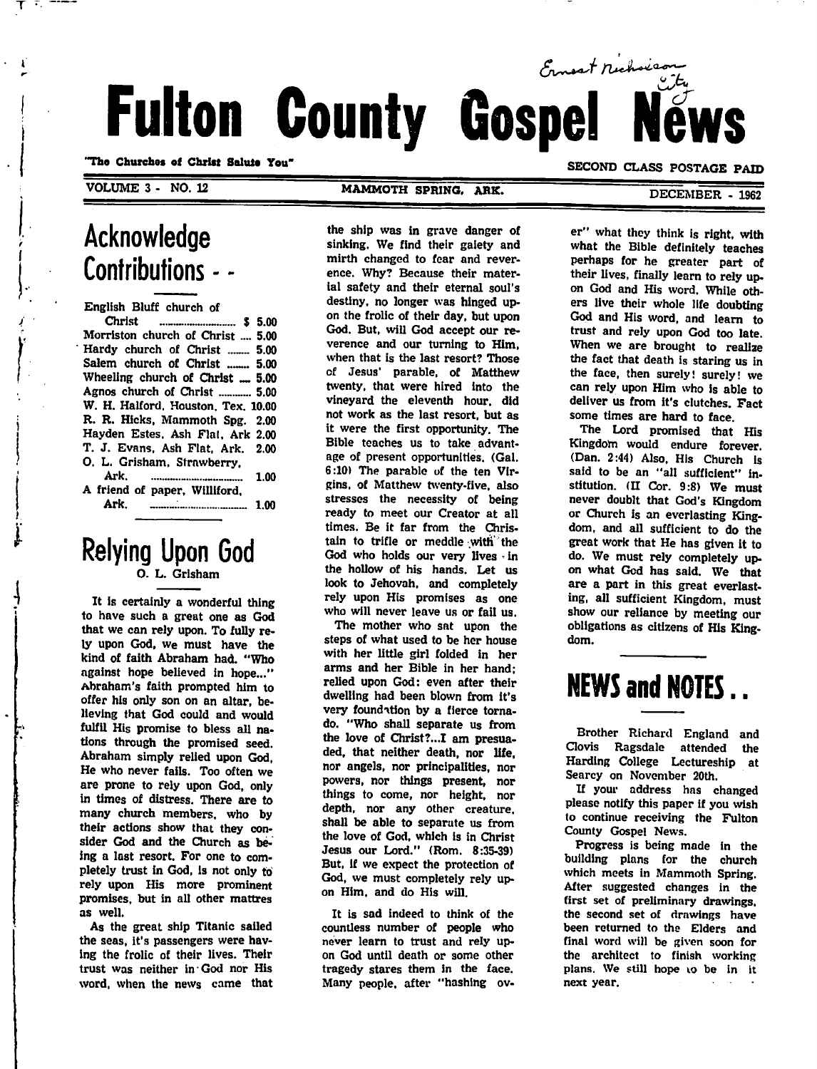# Fulton County Gospel News

"The Churches of Christ Salute You"

SECOND CLASS POSTAGE PAID

VOLUME 3 - NO. 12 MAMMOTH SPRING, ARK. DECEMBER - 1962

## Acknowledge Contributions - -

| | |
|---|---|
| English Bluff church of Christ | $ 5.00 |
| Morriston church of Christ | 5.00 |
| Hardy church of Christ | 5.00 |
| Salem church of Christ | 5.00 |
| Wheeling church of Christ | 5.00 |
| Agnos church of Christ | 5.00 |
| W. H. Halford, Houston, Tex. | 10.00 |
| R. R. Hicks, Mammoth Spg. | 2.00 |
| Hayden Estes, Ash Flat, Ark | 2.00 |
| T. J. Evans, Ash Flat, Ark. | 2.00 |
| O. L. Grisham, Strawberry, Ark. | 1.00 |
| A friend of paper, Williford, Ark. | 1.00 |

## Relying Upon God

O. L. Grisham

It is certainly a wonderful thing to have such a great one as God that we can rely upon. To fully rely upon God, we must have the kind of faith Abraham had. "Who against hope believed in hope..." Abraham's faith prompted him to offer his only son on an altar, believing that God could and would fulfil His promise to bless all nations through the promised seed. Abraham simply relied upon God, He who never fails. Too often we are prone to rely upon God, only in times of distress. There are to many church members, who by their actions show that they consider God and the Church as being a last resort. For one to completely trust in God, is not only to rely upon His more prominent promises, but in all other mattres as well.

As the great ship Titanic sailed the seas, it's passengers were having the frolic of their lives. Their trust was neither in God nor His word, when the news came that the ship was in grave danger of sinking. We find their gaiety and mirth changed to fear and reverence. Why? Because their material safety and their eternal soul's destiny, no longer was hinged upon the frolic of their day, but upon God. But, will God accept our reverence and our turning to Him, when that is the last resort? Those of Jesus' parable, of Matthew twenty, that were hired into the vineyard the eleventh hour, did not work as the last resort, but as it were the first opportunity. The Bible teaches us to take advantage of present opportunities. (Gal. 6:10) The parable of the ten Virgins, of Matthew twenty-five, also stresses the necessity of being ready to meet our Creator at all times. Be it far from the Christain to trifle or meddle with the God who holds our very lives in the hollow of his hands. Let us look to Jehovah, and completely rely upon His promises as one who will never leave us or fail us.

The mother who sat upon the steps of what used to be her house with her little girl folded in her arms and her Bible in her hand; relied upon God: even after their dwelling had been blown from it's very foundation by a fierce tornado. "Who shall separate us from the love of Christ?...I am presuaded, that neither death, nor life, nor angels, nor principalities, nor powers, nor things present, nor things to come, nor height, nor depth, nor any other creature, shall be able to separate us from the love of God, which is in Christ Jesus our Lord." (Rom. 8:35-39) But, if we expect the protection of God, we must completely rely upon Him, and do His will.

It is sad indeed to think of the countless number of people who never learn to trust and rely upon God until death or some other tragedy stares them in the face. Many people, after "hashing over" what they think is right, with what the Bible definitely teaches perhaps for he greater part of their lives, finally learn to rely upon God and His word. While others live their whole life doubting God and His word, and learn to trust and rely upon God too late. When we are brought to realize the fact that death is staring us in the face, then surely! surely! we can rely upon Him who is able to deliver us from it's clutches. Fact some times are hard to face.

The Lord promised that His Kingdom would endure forever. (Dan. 2:44) Also, His Church is said to be an "all sufficient" institution. (II Cor. 9:8) We must never doubt that God's Kingdom or Church is an everlasting Kingdom, and all sufficient to do the great work that He has given it to do. We must rely completely upon what God has said. We that are a part in this great everlasting, all sufficient Kingdom, must show our reliance by meeting our obligations as citizens of His Kingdom.

## NEWS and NOTES . .

Brother Richard England and Clovis Ragsdale attended the Harding College Lectureship at Searcy on November 20th.

If your address has changed please notify this paper if you wish to continue receiving the Fulton County Gospel News.

Progress is being made in the building plans for the church which meets in Mammoth Spring. After suggested changes in the first set of preliminary drawings, the second set of drawings have been returned to the Elders and final word will be given soon for the architect to finish working plans. We still hope to be in it next year.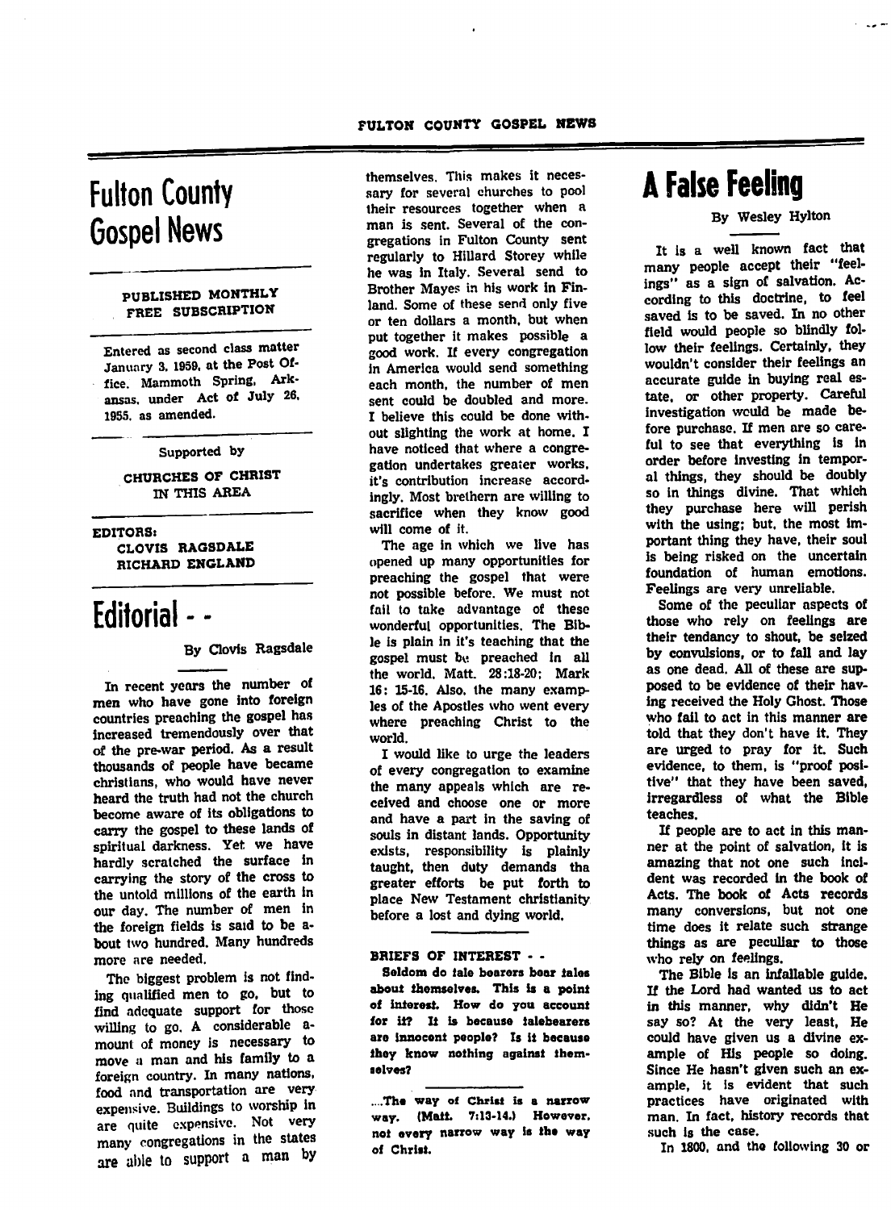# Fulton County Gospel News

**PUBLISHED MONTHLY**
**FREE SUBSCRIPTION**

Entered as second class matter January 3, 1959, at the Post Office, Mammoth Spring, Arkansas, under Act of July 26, 1955, as amended.

Supported by

**CHURCHES OF CHRIST IN THIS AREA**

**EDITORS:**
**CLOVIS RAGSDALE**
**RICHARD ENGLAND**

# Editorial - -

By Clovis Ragsdale

In recent years the number of men who have gone into foreign countries preaching the gospel has increased tremendously over that of the pre-war period. As a result thousands of people have became christians, who would have never heard the truth had not the church become aware of its obligations to carry the gospel to these lands of spiritual darkness. Yet we have hardly scratched the surface in carrying the story of the cross to the untold millions of the earth in our day. The number of men in the foreign fields is said to be about two hundred. Many hundreds more are needed.

The biggest problem is not finding qualified men to go, but to find adequate support for those willing to go. A considerable amount of money is necessary to move a man and his family to a foreign country. In many nations, food and transportation are very expensive. Buildings to worship in are quite expensive. Not very many congregations in the states are able to support a man by themselves. This makes it necessary for several churches to pool their resources together when a man is sent. Several of the congregations in Fulton County sent regularly to Hillard Storey while he was in Italy. Several send to Brother Mayes in his work in Finland. Some of these send only five or ten dollars a month, but when put together it makes possible a good work. If every congregation in America would send something each month, the number of men sent could be doubled and more. I believe this could be done without slighting the work at home. I have noticed that where a congregation undertakes greater works, it's contribution increase accordingly. Most brethern are willing to sacrifice when they know good will come of it.

The age in which we live has opened up many opportunities for preaching the gospel that were not possible before. We must not fail to take advantage of these wonderful opportunities. The Bible is plain in it's teaching that the gospel must be preached in all the world. Matt. 28:18-20; Mark 16: 15-16. Also, the many examples of the Apostles who went every where preaching Christ to the world.

I would like to urge the leaders of every congregation to examine the many appeals which are received and choose one or more and have a part in the saving of souls in distant lands. Opportunity exists, responsibility is plainly taught, then duty demands tha greater efforts be put forth to place New Testament christianity before a lost and dying world.

**BRIEFS OF INTEREST - -**

**Seldom do tale bearers bear tales about themselves. This is a point of interest. How do you account for it? It is because talebearers are innocent people? Is it because they know nothing against themselves?**

**....The way of Christ is a narrow way. (Matt. 7:13-14.) However, not every narrow way is the way of Christ.**

# A False Feeling

By Wesley Hylton

It is a well known fact that many people accept their "feelings" as a sign of salvation. According to this doctrine, to feel saved is to be saved. In no other field would people so blindly follow their feelings. Certainly, they wouldn't consider their feelings an accurate guide in buying real estate, or other property. Careful investigation would be made before purchase. If men are so careful to see that everything is in order before investing in temporal things, they should be doubly so in things divine. That which they purchase here will perish with the using; but, the most important thing they have, their soul is being risked on the uncertain foundation of human emotions. Feelings are very unreliable.

Some of the peculiar aspects of those who rely on feelings are their tendancy to shout, be seized by convulsions, or to fall and lay as one dead. All of these are supposed to be evidence of their having received the Holy Ghost. Those who fail to act in this manner are told that they don't have it. They are urged to pray for it. Such evidence, to them, is "proof positive" that they have been saved, irregardless of what the Bible teaches.

If people are to act in this manner at the point of salvation, it is amazing that not one such incident was recorded in the book of Acts. The book of Acts records many conversions, but not one time does it relate such strange things as are peculiar to those who rely on feelings.

The Bible is an infallable guide. If the Lord had wanted us to act in this manner, why didn't He say so? At the very least, He could have given us a divine example of His people so doing. Since He hasn't given such an example, it is evident that such practices have originated with man. In fact, history records that such is the case.

In 1800, and the following 30 or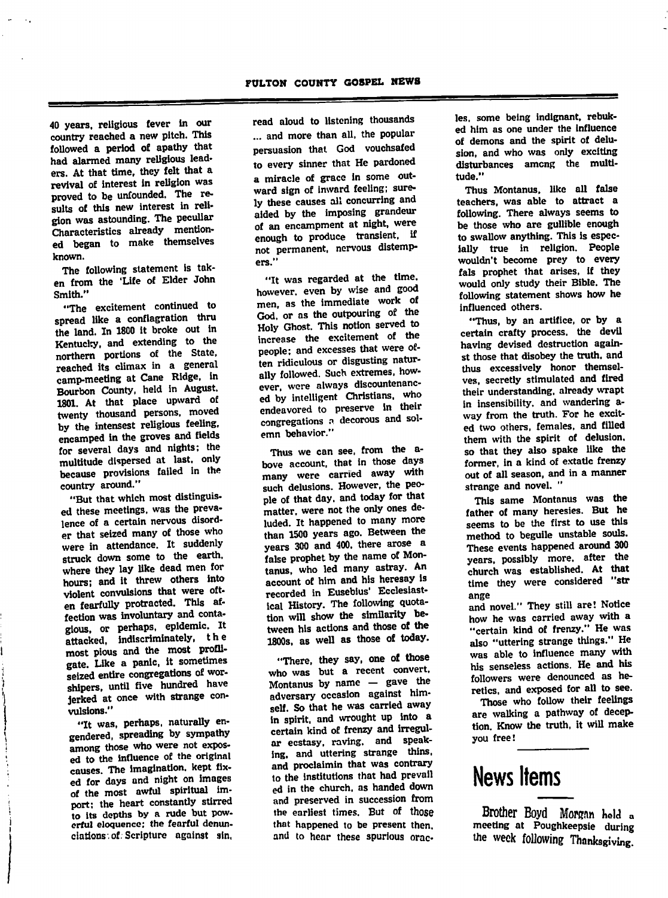40 years, religious fever in our country reached a new pitch. This followed a period of apathy that had alarmed many religious leaders. At that time, they felt that a revival of interest in religion was proved to be unfounded. The results of this new interest in religion was astounding. The peculiar Characteristics already mentioned began to make themselves known.

The following statement is taken from the 'Life of Elder John Smith."

"The excitement continued to spread like a conflagration thru the land. In 1800 it broke out in Kentucky, and extending to the northern portions of the State, reached its climax in a general camp-meeting at Cane Ridge, in Bourbon County, held in August, 1801. At that place upward of twenty thousand persons, moved by the intensest religious feeling, encamped in the groves and fields for several days and nights; the multitude dispersed at last, only because provisions failed in the country around."

"But that which most distinguised these meetings, was the prevalence of a certain nervous disorder that seized many of those who were in attendance. It suddenly struck down some to the earth, where they lay like dead men for hours; and it threw others into violent convulsions that were often fearfully protracted. This affection was involuntary and contagious, or perhaps, epidemic. It attacked, indiscriminately, the most pious and the most profligate. Like a panic, it sometimes seized entire congregations of worshipers, until five hundred have jerked at once with strange convulsions."

"It was, perhaps, naturally engendered, spreading by sympathy among those who were not exposed to the influence of the original causes. The imagination, kept fixed for days and night on images of the most awful spiritual import; the heart constantly stirred to its depths by a rude but powerful eloquence; the fearful denunciations of Scripture against sin, read aloud to listening thousands ... and more than all, the popular persuasion that God vouchsafed to every sinner that He pardoned a miracle of grace in some outward sign of inward feeling; surely these causes all concurring and aided by the imposing grandeur of an encampment at night, were enough to produce transient, if not permanent, nervous distempers."

"It was regarded at the time, however, even by wise and good men, as the immediate work of God, or as the outpouring of the Holy Ghost. This notion served to increase the excitement of the people; and excesses that were often ridiculous or disgusting naturally followed. Such extremes, however, were always discountenanced by intelligent Christians, who endeavored to preserve in their congregations a decorous and solemn behavior."

Thus we can see, from the above account, that in those days many were carried away with such delusions. However, the people of that day, and today for that matter, were not the only ones deluded. It happened to many more than 1500 years ago. Between the years 300 and 400, there arose a false prophet by the name of Montanus, who led many astray. An account of him and his heresay is recorded in Eusebius' Ecclesiastical History. The following quotation will show the similarity between his actions and those of the 1800s, as well as those of today.

"There, they say, one of those who was but a recent convert, Montanus by name — gave the adversary occasion against himself. So that he was carried away in spirit, and wrought up into a certain kind of frenzy and irregular ecstasy, raving, and speaking, and uttering strange thins, and proclaimin that was contrary to the institutions that had prevail ed in the church, as handed down and preserved in succession from the earliest times. But of those that happened to be present then, and to hear these spurious oracles, some being indignant, rebuked him as one under the influence of demons and the spirit of delusion, and who was only exciting disturbances among the multitude."

Thus Montanus, like all false teachers, was able to attract a following. There always seems to be those who are gullible enough to swallow anything. This is especially true in religion. People wouldn't become prey to every fals prophet that arises, if they would only study their Bible. The following statement shows how he influenced others.

"Thus, by an artifice, or by a certain crafty process, the devil having devised destruction against those that disobey the truth, and thus excessively honor themselves, secretly stimulated and fired their understanding, already wrapt in insensibility, and wandering away from the truth. For he excited two others, females, and filled them with the spirit of delusion, so that they also spake like the former, in a kind of extatic frenzy out of all season, and in a manner strange and novel. "

This same Montanus was the father of many heresies. But he seems to be the first to use this method to beguile unstable souls. These events happened around 300 years, possibly more, after the church was established. At that time they were considered "str ange and novel." They still are! Notice how he was carried away with a "certain kind of frenzy." He was also "uttering strange things." He was able to influence many with his senseless actions. He and his followers were denounced as heretics, and exposed for all to see.

Those who follow their feelings are walking a pathway of deception. Know the truth, it will make you free!

# News Items

Brother Boyd Morgan held a meeting at Poughkeepsie during the week following Thanksgiving.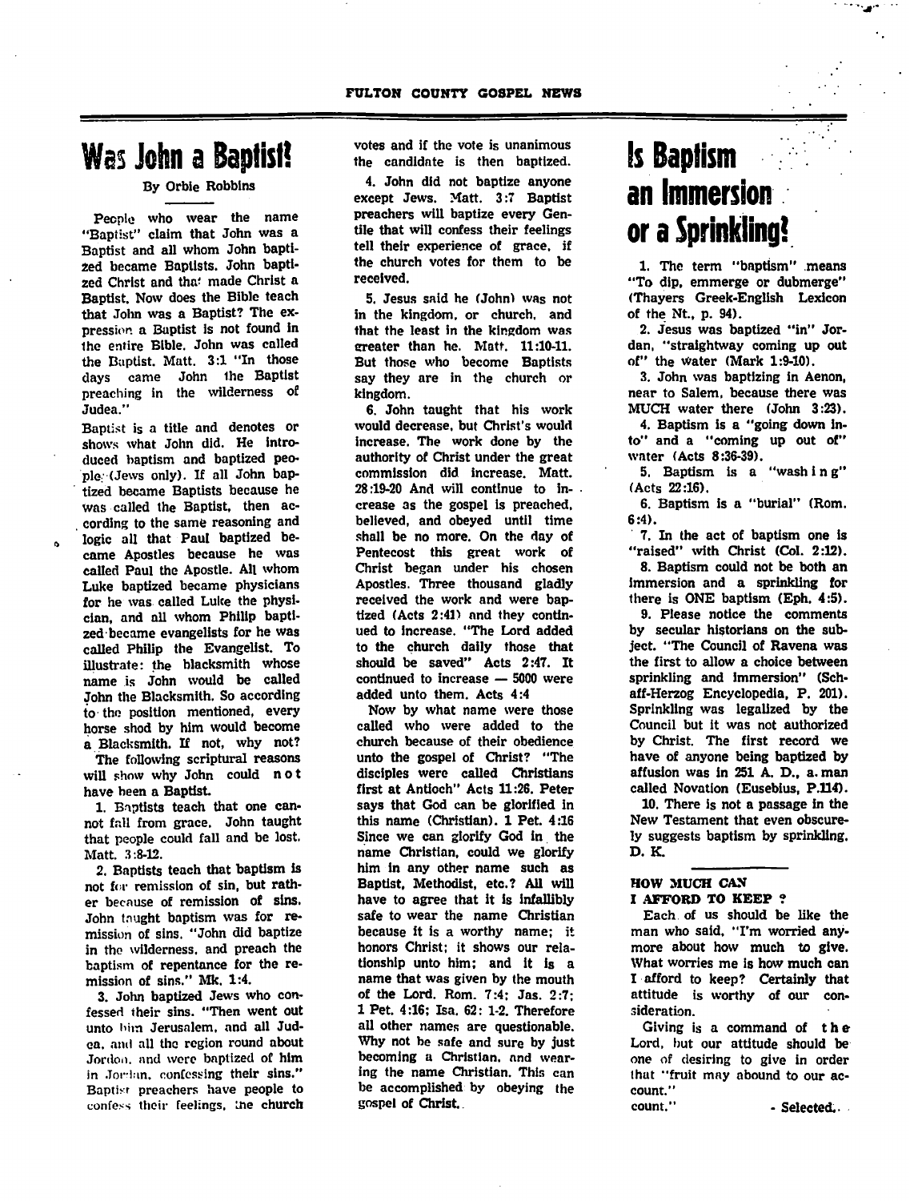# Was John a Baptist?

By Orbie Robbins

People who wear the name "Baptist" claim that John was a Baptist and all whom John baptized became Baptists. John baptized Christ and that made Christ a Baptist. Now does the Bible teach that John was a Baptist? The expression a Baptist is not found in the entire Bible. John was called the Baptist. Matt. 3:1 "In those days came John the Baptist preaching in the wilderness of Judea."

Baptist is a title and denotes or shows what John did. He introduced baptism and baptized people (Jews only). If all John baptized became Baptists because he was called the Baptist, then according to the same reasoning and logic all that Paul baptized became Apostles because he was called Paul the Apostle. All whom Luke baptized became physicians for he was called Luke the physician, and all whom Philip baptized became evangelists for he was called Philip the Evangelist. To illustrate: the blacksmith whose name is John would be called John the Blacksmith. So according to the position mentioned, every horse shod by him would become a Blacksmith. If not, why not?

The following scriptural reasons will show why John could not have been a Baptist.

1. Baptists teach that one cannot fall from grace. John taught that people could fall and be lost. Matt. 3:8-12.

2. Baptists teach that baptism is not for remission of sin, but rather because of remission of sins. John taught baptism was for remission of sins. "John did baptize in the wilderness, and preach the baptism of repentance for the remission of sins." Mk. 1:4.

3. John baptized Jews who confessed their sins. "Then went out unto him Jerusalem, and all Judea, and all the region round about Jordon, and were baptized of him in Jordan, confessing their sins." Baptist preachers have people to confess their feelings, the church votes and if the vote is unanimous the candidate is then baptized.

4. John did not baptize anyone except Jews. Matt. 3:7 Baptist preachers will baptize every Gentile that will confess their feelings tell their experience of grace, if the church votes for them to be received.

5. Jesus said he (John) was not in the kingdom, or church, and that the least in the kingdom was greater than he. Matt. 11:10-11. But those who become Baptists say they are in the church or kingdom.

6. John taught that his work would decrease, but Christ's would increase. The work done by the authority of Christ under the great commission did increase. Matt. 28:19-20 And will continue to increase as the gospel is preached, believed, and obeyed until time shall be no more. On the day of Pentecost this great work of Christ began under his chosen Apostles. Three thousand gladly received the work and were baptized (Acts 2:41) and they continued to increase. "The Lord added to the church daily those that should be saved" Acts 2:47. It continued to increase — 5000 were added unto them. Acts 4:4

Now by what name were those called who were added to the church because of their obedience unto the gospel of Christ? "The disciples were called Christians first at Antioch" Acts 11:26. Peter says that God can be glorified in this name (Christian). 1 Pet. 4:16 Since we can glorify God in the name Christian, could we glorify him in any other name such as Baptist, Methodist, etc.? All will have to agree that it is infallibly safe to wear the name Christian because it is a worthy name; it honors Christ; it shows our relationship unto him; and it is a name that was given by the mouth of the Lord. Rom. 7:4; Jas. 2:7; 1 Pet. 4:16; Isa. 62: 1-2. Therefore all other names are questionable. Why not be safe and sure by just becoming a Christian, and wearing the name Christian. This can be accomplished by obeying the gospel of Christ.

# Is Baptism an Immersion or a Sprinkling?

1. The term "baptism" means "To dip, emmerge or dubmerge" (Thayers Greek-English Lexicon of the Nt., p. 94).

2. Jesus was baptized "in" Jordan, "straightway coming up out of" the water (Mark 1:9-10).

3. John was baptizing in Aenon, near to Salem, because there was MUCH water there (John 3:23).

4. Baptism is a "going down into" and a "coming up out of" water (Acts 8:36-39).

5. Baptism is a "washing" (Acts 22:16).

6. Baptism is a "burial" (Rom. 6:4).

7. In the act of baptism one is "raised" with Christ (Col. 2:12).

8. Baptism could not be both an immersion and a sprinkling for there is ONE baptism (Eph. 4:5).

9. Please notice the comments by secular historians on the subject. "The Council of Ravena was the first to allow a choice between sprinkling and immersion" (Schaff-Herzog Encyclopedia, P. 201). Sprinkling was legalized by the Council but it was not authorized by Christ. The first record we have of anyone being baptized by affusion was in 251 A. D., a man called Novation (Eusebius, P.114).

10. There is not a passage in the New Testament that even obscurely suggests baptism by sprinkling.
D. K.

### HOW MUCH CAN I AFFORD TO KEEP ?

Each of us should be like the man who said, "I'm worried anymore about how much to give. What worries me is how much can I afford to keep? Certainly that attitude is worthy of our consideration.

Giving is a command of the Lord, but our attitude should be one of desiring to give in order that "fruit may abound to our account."

count." - Selected.